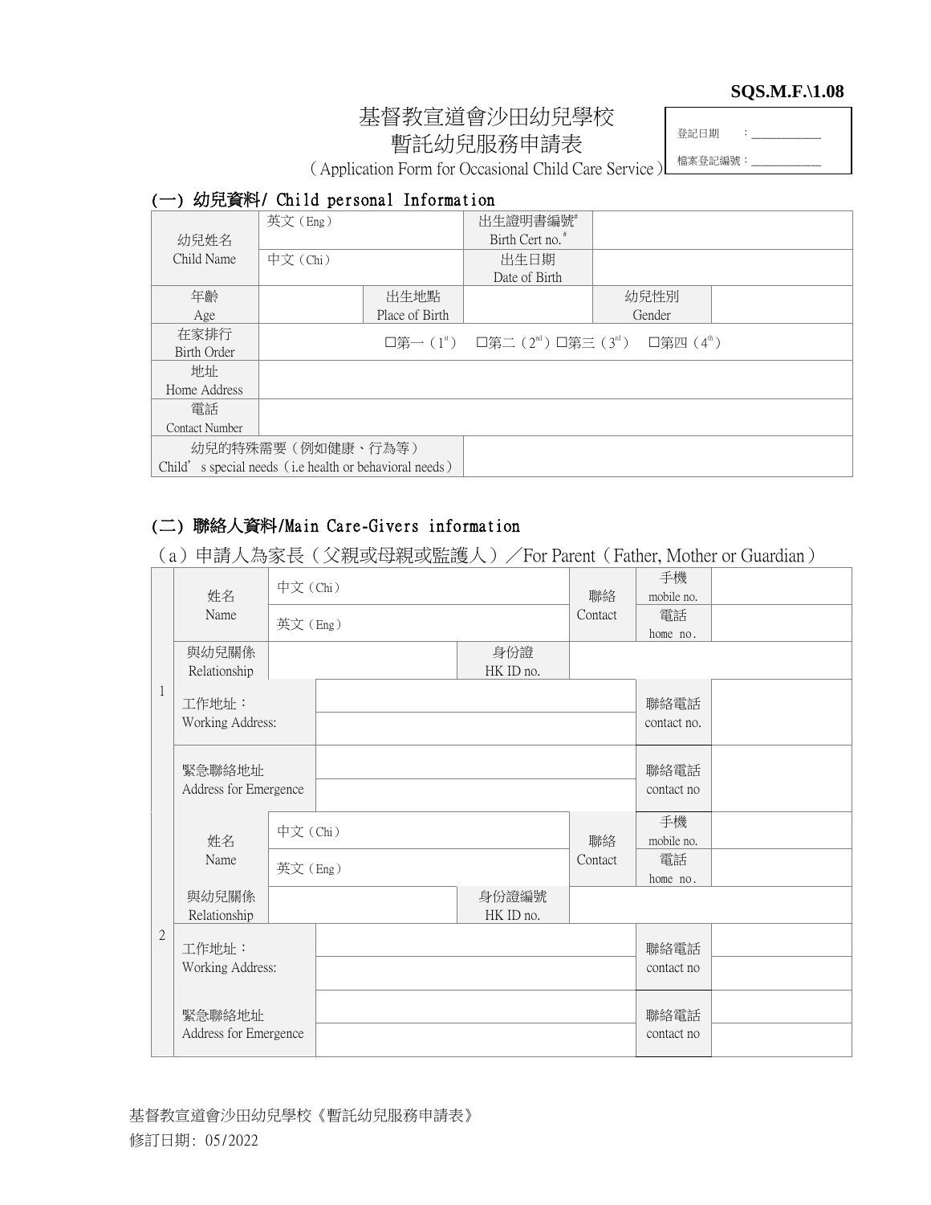SQS.M.F.\1.08

# 基督教宣道會沙田幼兒學校
## 暫託幼兒服務申請表
(Application Form for Occasional Child Care Service)

| 登記日期　　：___________ |
|---|
| 檔案登記編號：___________ |

### (一) 幼兒資料/ Child personal Information

| | | | | | |
|---|---|---|---|---|---|
| 幼兒姓名 Child Name | 英文 (Eng) | | 出生證明書編號# Birth Cert no.# | | |
| | 中文 (Chi) | | 出生日期 Date of Birth | | |
| 年齡 Age | | 出生地點 Place of Birth | | 幼兒性別 Gender | |
| 在家排行 Birth Order | □第一 (1st)　□第二 (2nd) □第三 (3rd)　□第四 (4th) | | | | |
| 地址 Home Address | | | | | |
| 電話 Contact Number | | | | | |
| 幼兒的特殊需要 (例如健康、行為等) Child's special needs (i.e health or behavioral needs) | | | | | |

### (二) 聯絡人資料/Main Care-Givers information

(a) 申請人為家長 (父親或母親或監護人) ／For Parent (Father, Mother or Guardian)

| | | | | | | |
|---|---|---|---|---|---|---|
| 1 | 姓名 Name | 中文 (Chi) | | 聯絡 Contact | 手機 mobile no. | |
| | | 英文 (Eng) | | | 電話 home no. | |
| | 與幼兒關係 Relationship | | 身份證 HK ID no. | | | |
| | 工作地址： Working Address: | | | | 聯絡電話 contact no. | |
| | 緊急聯絡地址 Address for Emergence | | | | 聯絡電話 contact no | |
| 2 | 姓名 Name | 中文 (Chi) | | 聯絡 Contact | 手機 mobile no. | |
| | | 英文 (Eng) | | | 電話 home no. | |
| | 與幼兒關係 Relationship | | 身份證編號 HK ID no. | | | |
| | 工作地址： Working Address: | | | | 聯絡電話 contact no | |
| | 緊急聯絡地址 Address for Emergence | | | | 聯絡電話 contact no | |

基督教宣道會沙田幼兒學校《暫託幼兒服務申請表》
修訂日期: 05/2022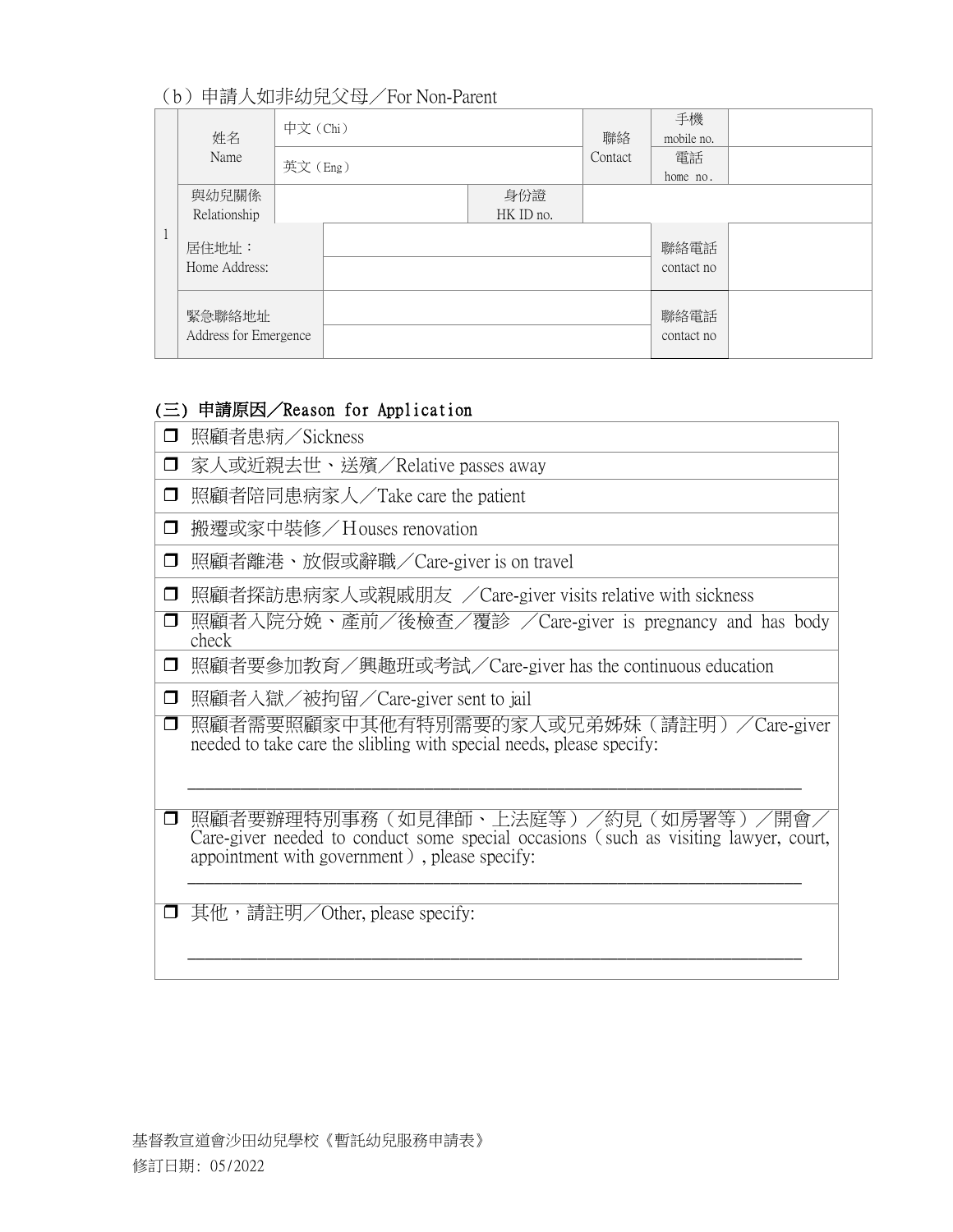（b）申請人如非幼兒父母／For Non-Parent

| | 姓名 Name | 中文（Chi） | | | 聯絡 Contact | 手機 mobile no. | |
|---|---|---|---|---|---|---|---|
| | | 英文（Eng） | | | | 電話 home no. | |
| | 與幼兒關係 Relationship | | | 身份證 HK ID no. | | | |
| 1 | 居住地址： Home Address: | | | | | 聯絡電話 contact no | |
| | 緊急聯絡地址 Address for Emergence | | | | | 聯絡電話 contact no | |

## (三) 申請原因／Reason for Application

- ☐ 照顧者患病／Sickness
- ☐ 家人或近親去世、送殯／Relative passes away
- ☐ 照顧者陪同患病家人／Take care the patient
- ☐ 搬遷或家中裝修／Houses renovation
- ☐ 照顧者離港、放假或辭職／Care-giver is on travel
- ☐ 照顧者探訪患病家人或親戚朋友 ／Care-giver visits relative with sickness
- ☐ 照顧者入院分娩、產前／後檢查／覆診 ／Care-giver is pregnancy and has body check
- ☐ 照顧者要參加教育／興趣班或考試／Care-giver has the continuous education
- ☐ 照顧者入獄／被拘留／Care-giver sent to jail
- ☐ 照顧者需要照顧家中其他有特別需要的家人或兄弟姊妹（請註明）／Care-giver needed to take care the slibling with special needs, please specify:

  ______________________________________________________________

- ☐ 照顧者要辦理特別事務（如見律師、上法庭等）／約見（如房署等）／開會／Care-giver needed to conduct some special occasions（such as visiting lawyer, court, appointment with government）, please specify:

  ______________________________________________________________

- ☐ 其他，請註明／Other, please specify:

  ______________________________________________________________

基督教宣道會沙田幼兒學校《暫託幼兒服務申請表》
修訂日期：05/2022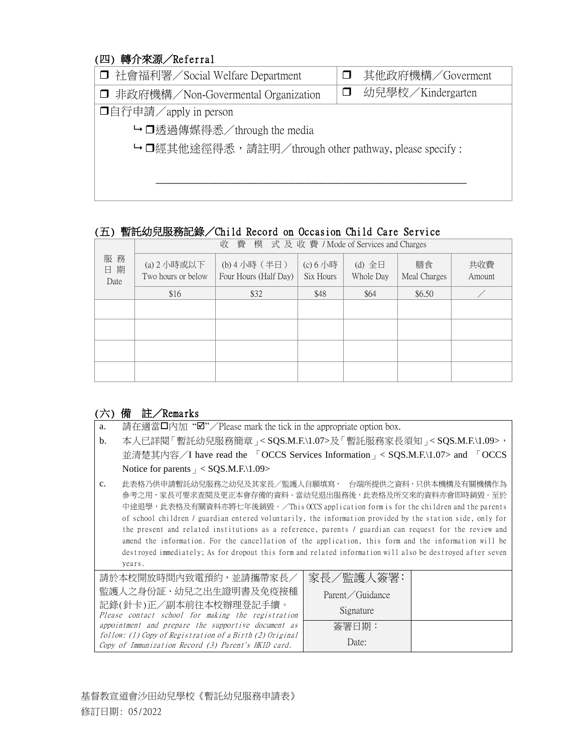## (四) 轉介來源／Referral

| | |
|---|---|
| ❒ 社會福利署／Social Welfare Department | ❒ 其他政府機構／Goverment |
| ❒ 非政府機構／Non-Govermental Organization | ❒ 幼兒學校／Kindergarten |

❒自行申請／apply in person

↳ ❒透過傳媒得悉／through the media

↳ ❒經其他途徑得悉，請註明／through other pathway, please specify :

\_\_\_\_\_\_\_\_\_\_\_\_\_\_\_\_\_\_\_\_\_\_\_\_\_\_\_\_\_\_\_\_\_\_\_\_\_\_\_\_\_\_\_\_\_\_\_\_

## (五) 暫託幼兒服務記錄／Child Record on Occasion Child Care Service

| 服務日期 Date | 收費模式及收費 / Mode of Services and Charges | | | | | |
|---|---|---|---|---|---|---|
| | (a) 2 小時或以下 Two hours or below | (b) 4 小時（半日） Four Hours (Half Day) | (c) 6 小時 Six Hours | (d) 全日 Whole Day | 膳食 Meal Charges | 共收費 Amount |
| | $16 | $32 | $48 | $64 | $6.50 | ／ |
| | | | | | | |
| | | | | | | |
| | | | | | | |
| | | | | | | |

## (六) 備　註／Remarks

a. 請在適當☐內加 "☑"／Please mark the tick in the appropriate option box.

b. 本人已詳閱「暫託幼兒服務簡章」< SQS.M.F.\1.07>及「暫託服務家長須知」< SQS.M.F.\1.09>，並清楚其內容／I have read the 「OCCS Services Information」< SQS.M.F.\1.07> and 「OCCS Notice for parents」< SQS.M.F.\1.09>

c. 此表格乃供申請暫託幼兒服務之幼兒及其家長／監護人自願填寫， 台端所提供之資料，只供本機構及有關機構作為參考之用，家長可要求查閱及更正本會存備的資料。當幼兒退出服務後，此表格及所交來的資料亦會即時銷毀。至於中途退學，此表格及有關資料亦將七年後銷毀。／This OCCS application form is for the children and the parents of school children / guardian entered voluntarily, the information provided by the station side, only for the present and related institutions as a reference, parents / guardian can request for the review and amend the information. For the cancellation of the application, this form and the information will be destroyed immediately; As for dropout this form and related information will also be destroyed after seven years.

| | | |
|---|---|---|
| 請於本校開放時間內致電預約，並請攜帶家長／監護人之身份証、幼兒之出生證明書及免疫接種記錄(針卡)正／副本前往本校辦理登記手續。 *Please contact school for making the registration appointment and prepare the supportive document as follow: (1) Copy of Registration of a Birth (2) Original Copy of Immunization Record (3) Parent's HKID card.* | 家長／監護人簽署: Parent／Guidance Signature | |
| | 簽署日期： Date: | |

基督教宣道會沙田幼兒學校《暫託幼兒服務申請表》

修訂日期: 05/2022